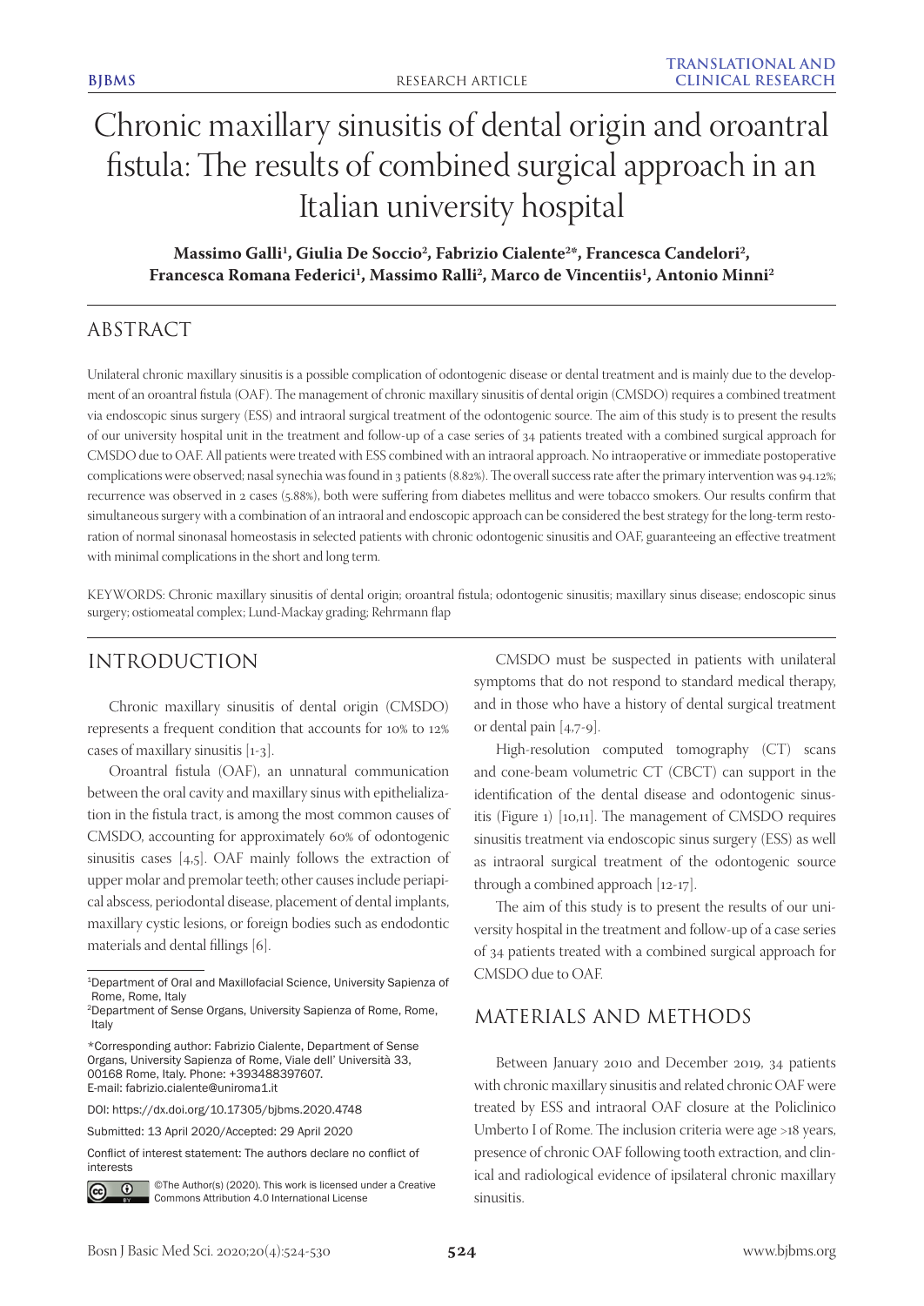# Chronic maxillary sinusitis of dental origin and oroantral fistula: The results of combined surgical approach in an Italian university hospital

**Massimo Galli[1], Giulia De Soccio[2], Fabrizio Cialente[2]*, Francesca Candelori[2], Francesca Romana Federici[1], Massimo Ralli[2], Marco de Vincentiis[1], Antonio Minni[2]**

## ABSTRACT

Unilateral chronic maxillary sinusitis is a possible complication of odontogenic disease or dental treatment and is mainly due to the development of an oroantral fistula (OAF). The management of chronic maxillary sinusitis of dental origin (CMSDO) requires a combined treatment via endoscopic sinus surgery (ESS) and intraoral surgical treatment of the odontogenic source. The aim of this study is to present the results of our university hospital unit in the treatment and follow-up of a case series of 34 patients treated with a combined surgical approach for CMSDO due to OAF. All patients were treated with ESS combined with an intraoral approach. No intraoperative or immediate postoperative complications were observed; nasal synechia was found in 3 patients (8.82%). The overall success rate after the primary intervention was 94.12%; recurrence was observed in 2 cases (5.88%), both were suffering from diabetes mellitus and were tobacco smokers. Our results confirm that simultaneous surgery with a combination of an intraoral and endoscopic approach can be considered the best strategy for the long-term restoration of normal sinonasal homeostasis in selected patients with chronic odontogenic sinusitis and OAF, guaranteeing an effective treatment with minimal complications in the short and long term.

KEYWORDS: Chronic maxillary sinusitis of dental origin; oroantral fistula; odontogenic sinusitis; maxillary sinus disease; endoscopic sinus surgery; ostiomeatal complex; Lund-Mackay grading; Rehrmann flap

## INTRODUCTION

Chronic maxillary sinusitis of dental origin (CMSDO) represents a frequent condition that accounts for 10% to 12% cases of maxillary sinusitis [1-3].

Oroantral fistula (OAF), an unnatural communication between the oral cavity and maxillary sinus with epithelialization in the fistula tract, is among the most common causes of CMSDO, accounting for approximately 60% of odontogenic sinusitis cases [4,5]. OAF mainly follows the extraction of upper molar and premolar teeth; other causes include periapical abscess, periodontal disease, placement of dental implants, maxillary cystic lesions, or foreign bodies such as endodontic materials and dental fillings [6].

CMSDO must be suspected in patients with unilateral symptoms that do not respond to standard medical therapy, and in those who have a history of dental surgical treatment or dental pain [4,7-9].

High-resolution computed tomography (CT) scans and cone-beam volumetric CT (CBCT) can support in the identification of the dental disease and odontogenic sinusitis (Figure 1) [10,11]. The management of CMSDO requires sinusitis treatment via endoscopic sinus surgery (ESS) as well as intraoral surgical treatment of the odontogenic source through a combined approach [12-17].

The aim of this study is to present the results of our university hospital in the treatment and follow-up of a case series of 34 patients treated with a combined surgical approach for CMSDO due to OAF.

## MATERIALS AND METHODS

Between January 2010 and December 2019, 34 patients with chronic maxillary sinusitis and related chronic OAF were treated by ESS and intraoral OAF closure at the Policlinico Umberto I of Rome. The inclusion criteria were age >18 years, presence of chronic OAF following tooth extraction, and clinical and radiological evidence of ipsilateral chronic maxillary sinusitis.

---

[1]Department of Oral and Maxillofacial Science, University Sapienza of Rome, Rome, Italy

[2]Department of Sense Organs, University Sapienza of Rome, Rome, Italy

*Corresponding author: Fabrizio Cialente, Department of Sense Organs, University Sapienza of Rome, Viale dell' Università 33, 00168 Rome, Italy. Phone: +393488397607. E-mail: fabrizio.cialente@uniroma1.it

DOI: https://dx.doi.org/10.17305/bjbms.2020.4748

Submitted: 13 April 2020/Accepted: 29 April 2020

Conflict of interest statement: The authors declare no conflict of interests

©The Author(s) (2020). This work is licensed under a Creative Commons Attribution 4.0 International License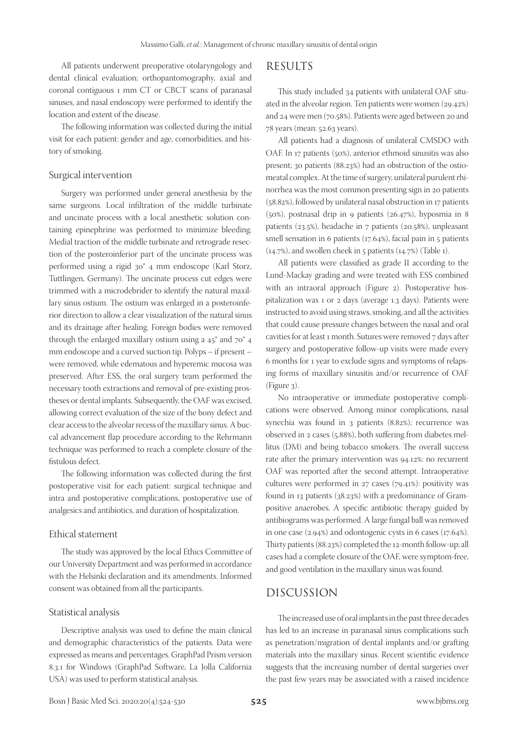All patients underwent preoperative otolaryngology and dental clinical evaluation; orthopantomography, axial and coronal contiguous 1 mm CT or CBCT scans of paranasal sinuses, and nasal endoscopy were performed to identify the location and extent of the disease.

The following information was collected during the initial visit for each patient: gender and age, comorbidities, and history of smoking.

### Surgical intervention

Surgery was performed under general anesthesia by the same surgeons. Local infiltration of the middle turbinate and uncinate process with a local anesthetic solution containing epinephrine was performed to minimize bleeding. Medial traction of the middle turbinate and retrograde resection of the posteroinferior part of the uncinate process was performed using a rigid 30° 4 mm endoscope (Karl Storz, Tuttlingen, Germany). The uncinate process cut edges were trimmed with a microdebrider to identify the natural maxillary sinus ostium. The ostium was enlarged in a posteroinferior direction to allow a clear visualization of the natural sinus and its drainage after healing. Foreign bodies were removed through the enlarged maxillary ostium using a 45° and 70° 4 mm endoscope and a curved suction tip. Polyps – if present – were removed, while edematous and hyperemic mucosa was preserved. After ESS, the oral surgery team performed the necessary tooth extractions and removal of pre-existing prostheses or dental implants. Subsequently, the OAF was excised, allowing correct evaluation of the size of the bony defect and clear access to the alveolar recess of the maxillary sinus. A buccal advancement flap procedure according to the Rehrmann technique was performed to reach a complete closure of the fistulous defect.

The following information was collected during the first postoperative visit for each patient: surgical technique and intra and postoperative complications, postoperative use of analgesics and antibiotics, and duration of hospitalization.

### Ethical statement

The study was approved by the local Ethics Committee of our University Department and was performed in accordance with the Helsinki declaration and its amendments. Informed consent was obtained from all the participants.

### Statistical analysis

Descriptive analysis was used to define the main clinical and demographic characteristics of the patients. Data were expressed as means and percentages. GraphPad Prism version 8.3.1 for Windows (GraphPad Software, La Jolla California USA) was used to perform statistical analysis.

## RESULTS

This study included 34 patients with unilateral OAF situated in the alveolar region. Ten patients were women (29.42%) and 24 were men (70.58%). Patients were aged between 20 and 78 years (mean: 52.63 years).

All patients had a diagnosis of unilateral CMSDO with OAF. In 17 patients (50%), anterior ethmoid sinusitis was also present; 30 patients (88.23%) had an obstruction of the ostiomeatal complex. At the time of surgery, unilateral purulent rhinorrhea was the most common presenting sign in 20 patients (58.82%), followed by unilateral nasal obstruction in 17 patients (50%), postnasal drip in 9 patients (26.47%), hyposmia in 8 patients (23.5%), headache in 7 patients (20.58%), unpleasant smell sensation in 6 patients (17.64%), facial pain in 5 patients (14.7%), and swollen cheek in 5 patients (14.7%) (Table 1).

All patients were classified as grade II according to the Lund-Mackay grading and were treated with ESS combined with an intraoral approach (Figure 2). Postoperative hospitalization was 1 or 2 days (average 1.3 days). Patients were instructed to avoid using straws, smoking, and all the activities that could cause pressure changes between the nasal and oral cavities for at least 1 month. Sutures were removed 7 days after surgery and postoperative follow-up visits were made every 6 months for 1 year to exclude signs and symptoms of relapsing forms of maxillary sinusitis and/or recurrence of OAF (Figure 3).

No intraoperative or immediate postoperative complications were observed. Among minor complications, nasal synechia was found in 3 patients (8.82%); recurrence was observed in 2 cases (5.88%), both suffering from diabetes mellitus (DM) and being tobacco smokers. The overall success rate after the primary intervention was 94.12%: no recurrent OAF was reported after the second attempt. Intraoperative cultures were performed in 27 cases (79.41%): positivity was found in 13 patients (38.23%) with a predominance of Gram-positive anaerobes. A specific antibiotic therapy guided by antibiograms was performed. A large fungal ball was removed in one case (2.94%) and odontogenic cysts in 6 cases (17.64%). Thirty patients (88.23%) completed the 12-month follow-up; all cases had a complete closure of the OAF, were symptom-free, and good ventilation in the maxillary sinus was found.

## DISCUSSION

The increased use of oral implants in the past three decades has led to an increase in paranasal sinus complications such as penetration/migration of dental implants and/or grafting materials into the maxillary sinus. Recent scientific evidence suggests that the increasing number of dental surgeries over the past few years may be associated with a raised incidence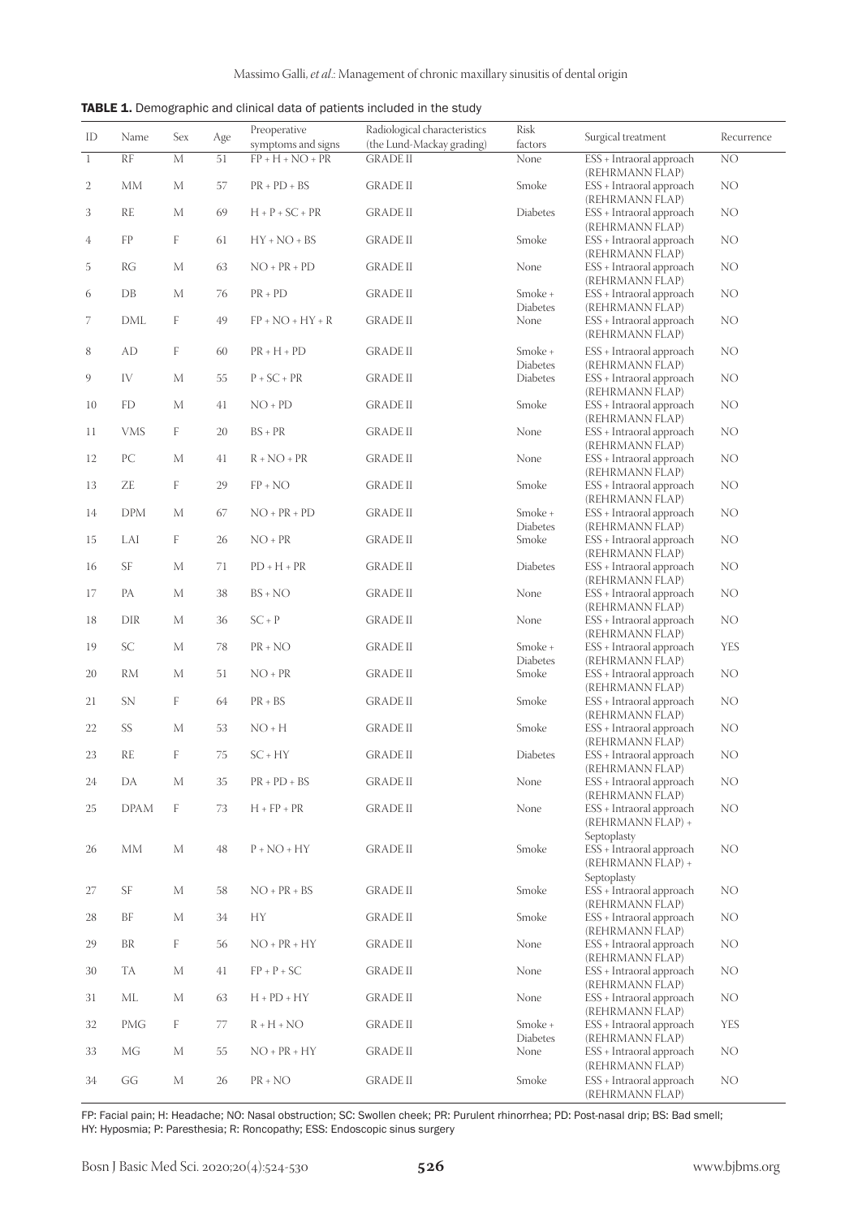**TABLE 1.** Demographic and clinical data of patients included in the study

| ID | Name | Sex | Age | Preoperative symptoms and signs | Radiological characteristics (the Lund-Mackay grading) | Risk factors | Surgical treatment | Recurrence |
|---|---|---|---|---|---|---|---|---|
| 1 | RF | M | 51 | FP + H + NO + PR | GRADE II | None | ESS + Intraoral approach (REHRMANN FLAP) | NO |
| 2 | MM | M | 57 | PR + PD + BS | GRADE II | Smoke | ESS + Intraoral approach (REHRMANN FLAP) | NO |
| 3 | RE | M | 69 | H + P + SC + PR | GRADE II | Diabetes | ESS + Intraoral approach (REHRMANN FLAP) | NO |
| 4 | FP | F | 61 | HY + NO + BS | GRADE II | Smoke | ESS + Intraoral approach (REHRMANN FLAP) | NO |
| 5 | RG | M | 63 | NO + PR + PD | GRADE II | None | ESS + Intraoral approach (REHRMANN FLAP) | NO |
| 6 | DB | M | 76 | PR + PD | GRADE II | Smoke + Diabetes | ESS + Intraoral approach (REHRMANN FLAP) | NO |
| 7 | DML | F | 49 | FP + NO + HY + R | GRADE II | None | ESS + Intraoral approach (REHRMANN FLAP) | NO |
| 8 | AD | F | 60 | PR + H + PD | GRADE II | Smoke + Diabetes | ESS + Intraoral approach (REHRMANN FLAP) | NO |
| 9 | IV | M | 55 | P + SC + PR | GRADE II | Diabetes | ESS + Intraoral approach (REHRMANN FLAP) | NO |
| 10 | FD | M | 41 | NO + PD | GRADE II | Smoke | ESS + Intraoral approach (REHRMANN FLAP) | NO |
| 11 | VMS | F | 20 | BS + PR | GRADE II | None | ESS + Intraoral approach (REHRMANN FLAP) | NO |
| 12 | PC | M | 41 | R + NO + PR | GRADE II | None | ESS + Intraoral approach (REHRMANN FLAP) | NO |
| 13 | ZE | F | 29 | FP + NO | GRADE II | Smoke | ESS + Intraoral approach (REHRMANN FLAP) | NO |
| 14 | DPM | M | 67 | NO + PR + PD | GRADE II | Smoke + Diabetes | ESS + Intraoral approach (REHRMANN FLAP) | NO |
| 15 | LAI | F | 26 | NO + PR | GRADE II | Smoke | ESS + Intraoral approach (REHRMANN FLAP) | NO |
| 16 | SF | M | 71 | PD + H + PR | GRADE II | Diabetes | ESS + Intraoral approach (REHRMANN FLAP) | NO |
| 17 | PA | M | 38 | BS + NO | GRADE II | None | ESS + Intraoral approach (REHRMANN FLAP) | NO |
| 18 | DIR | M | 36 | SC + P | GRADE II | None | ESS + Intraoral approach (REHRMANN FLAP) | NO |
| 19 | SC | M | 78 | PR + NO | GRADE II | Smoke + Diabetes | ESS + Intraoral approach (REHRMANN FLAP) | YES |
| 20 | RM | M | 51 | NO + PR | GRADE II | Smoke | ESS + Intraoral approach (REHRMANN FLAP) | NO |
| 21 | SN | F | 64 | PR + BS | GRADE II | Smoke | ESS + Intraoral approach (REHRMANN FLAP) | NO |
| 22 | SS | M | 53 | NO + H | GRADE II | Smoke | ESS + Intraoral approach (REHRMANN FLAP) | NO |
| 23 | RE | F | 75 | SC + HY | GRADE II | Diabetes | ESS + Intraoral approach (REHRMANN FLAP) | NO |
| 24 | DA | M | 35 | PR + PD + BS | GRADE II | None | ESS + Intraoral approach (REHRMANN FLAP) | NO |
| 25 | DPAM | F | 73 | H + FP + PR | GRADE II | None | ESS + Intraoral approach (REHRMANN FLAP) + Septoplasty | NO |
| 26 | MM | M | 48 | P + NO + HY | GRADE II | Smoke | ESS + Intraoral approach (REHRMANN FLAP) + Septoplasty | NO |
| 27 | SF | M | 58 | NO + PR + BS | GRADE II | Smoke | ESS + Intraoral approach (REHRMANN FLAP) | NO |
| 28 | BF | M | 34 | HY | GRADE II | Smoke | ESS + Intraoral approach (REHRMANN FLAP) | NO |
| 29 | BR | F | 56 | NO + PR + HY | GRADE II | None | ESS + Intraoral approach (REHRMANN FLAP) | NO |
| 30 | TA | M | 41 | FP + P + SC | GRADE II | None | ESS + Intraoral approach (REHRMANN FLAP) | NO |
| 31 | ML | M | 63 | H + PD + HY | GRADE II | None | ESS + Intraoral approach (REHRMANN FLAP) | NO |
| 32 | PMG | F | 77 | R + H + NO | GRADE II | Smoke + Diabetes | ESS + Intraoral approach (REHRMANN FLAP) | YES |
| 33 | MG | M | 55 | NO + PR + HY | GRADE II | None | ESS + Intraoral approach (REHRMANN FLAP) | NO |
| 34 | GG | M | 26 | PR + NO | GRADE II | Smoke | ESS + Intraoral approach (REHRMANN FLAP) | NO |

FP: Facial pain; H: Headache; NO: Nasal obstruction; SC: Swollen cheek; PR: Purulent rhinorrhea; PD: Post-nasal drip; BS: Bad smell; HY: Hyposmia; P: Paresthesia; R: Roncopathy; ESS: Endoscopic sinus surgery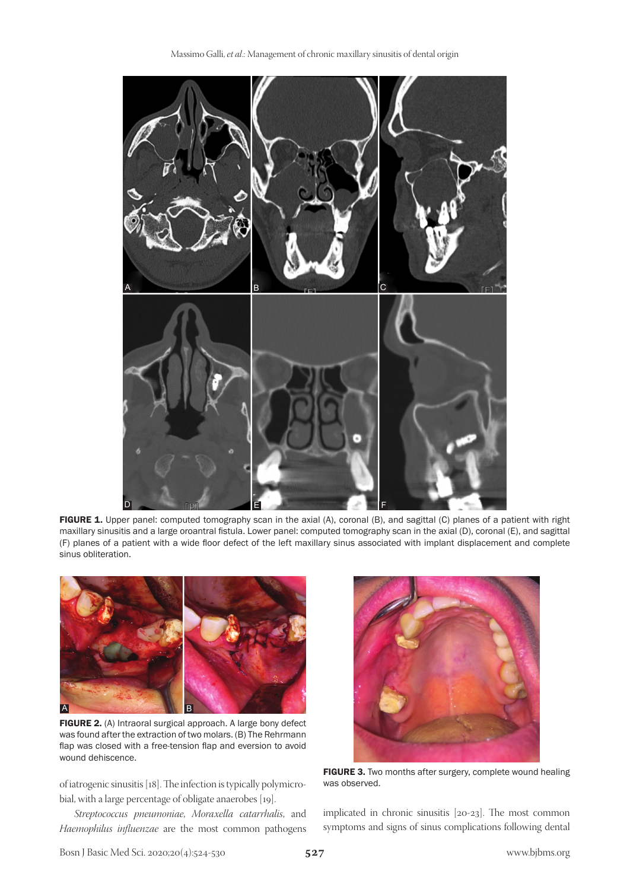FIGURE 1. Upper panel: computed tomography scan in the axial (A), coronal (B), and sagittal (C) planes of a patient with right maxillary sinusitis and a large oroantral fistula. Lower panel: computed tomography scan in the axial (D), coronal (E), and sagittal (F) planes of a patient with a wide floor defect of the left maxillary sinus associated with implant displacement and complete sinus obliteration.

FIGURE 2. (A) Intraoral surgical approach. A large bony defect was found after the extraction of two molars. (B) The Rehrmann flap was closed with a free-tension flap and eversion to avoid wound dehiscence.

FIGURE 3. Two months after surgery, complete wound healing was observed.

of iatrogenic sinusitis [18]. The infection is typically polymicrobial, with a large percentage of obligate anaerobes [19].

*Streptococcus pneumoniae*, *Moraxella catarrhalis*, and *Haemophilus influenzae* are the most common pathogens implicated in chronic sinusitis [20-23]. The most common symptoms and signs of sinus complications following dental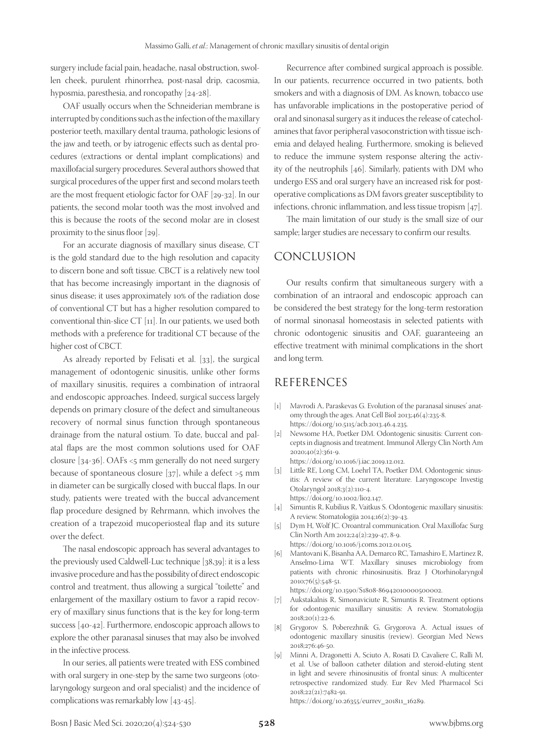surgery include facial pain, headache, nasal obstruction, swollen cheek, purulent rhinorrhea, post-nasal drip, cacosmia, hyposmia, paresthesia, and roncopathy [24-28].

OAF usually occurs when the Schneiderian membrane is interrupted by conditions such as the infection of the maxillary posterior teeth, maxillary dental trauma, pathologic lesions of the jaw and teeth, or by iatrogenic effects such as dental procedures (extractions or dental implant complications) and maxillofacial surgery procedures. Several authors showed that surgical procedures of the upper first and second molars teeth are the most frequent etiologic factor for OAF [29-32]. In our patients, the second molar tooth was the most involved and this is because the roots of the second molar are in closest proximity to the sinus floor [29].

For an accurate diagnosis of maxillary sinus disease, CT is the gold standard due to the high resolution and capacity to discern bone and soft tissue. CBCT is a relatively new tool that has become increasingly important in the diagnosis of sinus disease; it uses approximately 10% of the radiation dose of conventional CT but has a higher resolution compared to conventional thin-slice CT [11]. In our patients, we used both methods with a preference for traditional CT because of the higher cost of CBCT.

As already reported by Felisati et al. [33], the surgical management of odontogenic sinusitis, unlike other forms of maxillary sinusitis, requires a combination of intraoral and endoscopic approaches. Indeed, surgical success largely depends on primary closure of the defect and simultaneous recovery of normal sinus function through spontaneous drainage from the natural ostium. To date, buccal and palatal flaps are the most common solutions used for OAF closure [34-36]. OAFs <5 mm generally do not need surgery because of spontaneous closure [37], while a defect >5 mm in diameter can be surgically closed with buccal flaps. In our study, patients were treated with the buccal advancement flap procedure designed by Rehrmann, which involves the creation of a trapezoid mucoperiosteal flap and its suture over the defect.

The nasal endoscopic approach has several advantages to the previously used Caldwell-Luc technique [38,39]: it is a less invasive procedure and has the possibility of direct endoscopic control and treatment, thus allowing a surgical "toilette" and enlargement of the maxillary ostium to favor a rapid recovery of maxillary sinus functions that is the key for long-term success [40-42]. Furthermore, endoscopic approach allows to explore the other paranasal sinuses that may also be involved in the infective process.

In our series, all patients were treated with ESS combined with oral surgery in one-step by the same two surgeons (otolaryngology surgeon and oral specialist) and the incidence of complications was remarkably low [43-45].

Recurrence after combined surgical approach is possible. In our patients, recurrence occurred in two patients, both smokers and with a diagnosis of DM. As known, tobacco use has unfavorable implications in the postoperative period of oral and sinonasal surgery as it induces the release of catecholamines that favor peripheral vasoconstriction with tissue ischemia and delayed healing. Furthermore, smoking is believed to reduce the immune system response altering the activity of the neutrophils [46]. Similarly, patients with DM who undergo ESS and oral surgery have an increased risk for postoperative complications as DM favors greater susceptibility to infections, chronic inflammation, and less tissue tropism [47].

The main limitation of our study is the small size of our sample; larger studies are necessary to confirm our results.

## CONCLUSION

Our results confirm that simultaneous surgery with a combination of an intraoral and endoscopic approach can be considered the best strategy for the long-term restoration of normal sinonasal homeostasis in selected patients with chronic odontogenic sinusitis and OAF, guaranteeing an effective treatment with minimal complications in the short and long term.

## REFERENCES

[1] Mavrodi A, Paraskevas G. Evolution of the paranasal sinuses' anatomy through the ages. Anat Cell Biol 2013;46(4):235-8. https://doi.org/10.5115/acb.2013.46.4.235.

[2] Newsome HA, Poetker DM. Odontogenic sinusitis: Current concepts in diagnosis and treatment. Immunol Allergy Clin North Am 2020;40(2):361-9. https://doi.org/10.1016/j.iac.2019.12.012.

[3] Little RE, Long CM, Loehrl TA, Poetker DM. Odontogenic sinusitis: A review of the current literature. Laryngoscope Investig Otolaryngol 2018;3(2):110-4. https://doi.org/10.1002/lio2.147.

[4] Simuntis R, Kubilius R, Vaitkus S. Odontogenic maxillary sinusitis: A review. Stomatologija 2014;16(2):39-43.

[5] Dym H, Wolf JC. Oroantral communication. Oral Maxillofac Surg Clin North Am 2012;24(2):239-47, 8-9. https://doi.org/10.1016/j.coms.2012.01.015.

[6] Mantovani K, Bisanha AA, Demarco RC, Tamashiro E, Martinez R, Anselmo-Lima WT. Maxillary sinuses microbiology from patients with chronic rhinosinusitis. Braz J Otorhinolaryngol 2010;76(5):548-51. https://doi.org/10.1590/S1808-86942010000500002.

[7] Aukstakalnis R, Simonaviciute R, Simuntis R. Treatment options for odontogenic maxillary sinusitis: A review. Stomatologija 2018;20(1):22-6.

[8] Grygorov S, Poberezhnik G, Grygorova A. Actual issues of odontogenic maxillary sinusitis (review). Georgian Med News 2018;276:46-50.

[9] Minni A, Dragonetti A, Sciuto A, Rosati D, Cavaliere C, Ralli M, et al. Use of balloon catheter dilation and steroid-eluting stent in light and severe rhinosinusitis of frontal sinus: A multicenter retrospective randomized study. Eur Rev Med Pharmacol Sci 2018;22(21):7482-91. https://doi.org/10.26355/eurrev_201811_16289.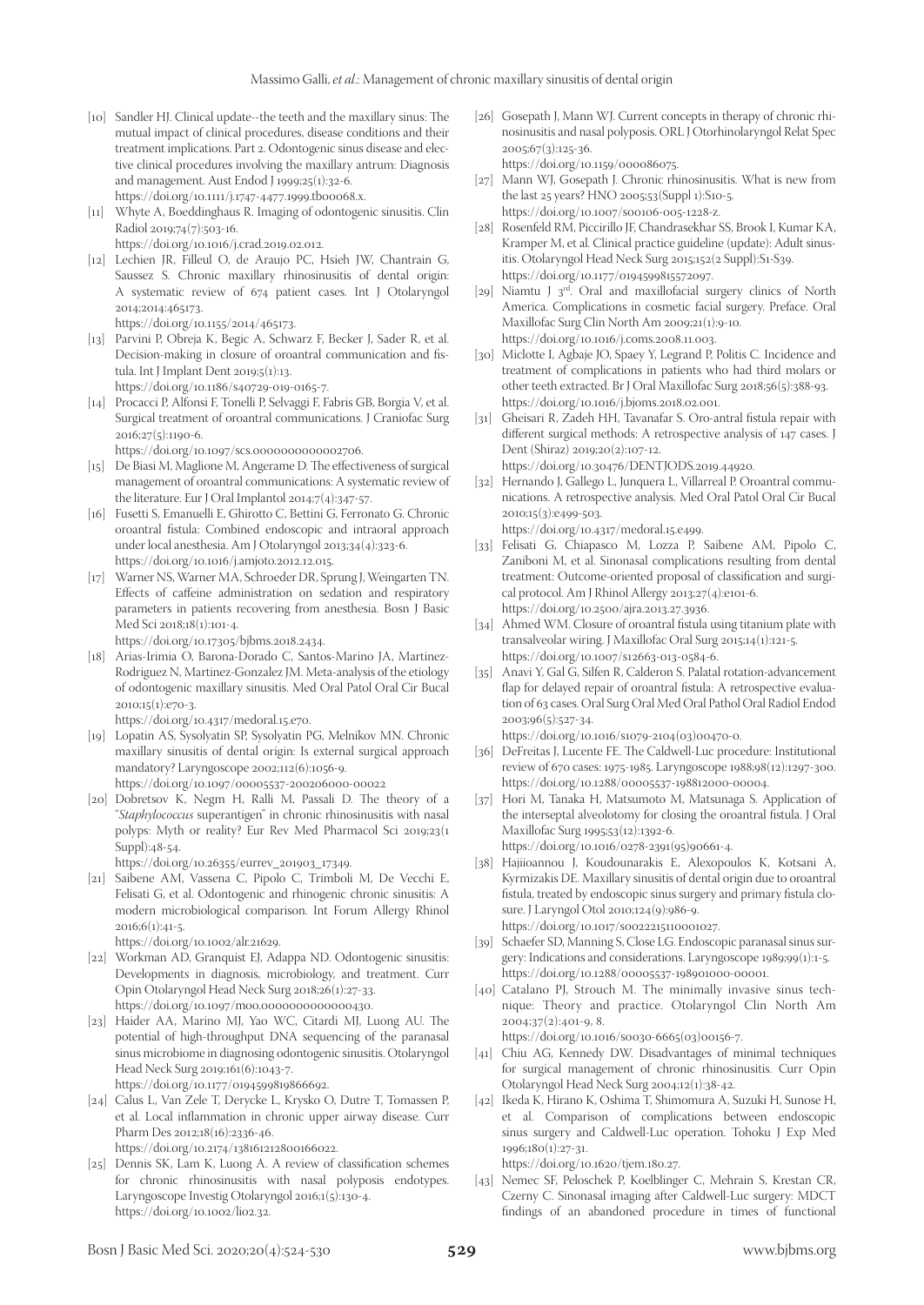[10] Sandler HJ. Clinical update--the teeth and the maxillary sinus: The mutual impact of clinical procedures, disease conditions and their treatment implications. Part 2. Odontogenic sinus disease and elective clinical procedures involving the maxillary antrum: Diagnosis and management. Aust Endod J 1999;25(1):32-6. https://doi.org/10.1111/j.1747-4477.1999.tb00068.x.

[11] Whyte A, Boeddinghaus R. Imaging of odontogenic sinusitis. Clin Radiol 2019;74(7):503-16. https://doi.org/10.1016/j.crad.2019.02.012.

[12] Lechien JR, Filleul O, de Araujo PC, Hsieh JW, Chantrain G, Saussez S. Chronic maxillary rhinosinusitis of dental origin: A systematic review of 674 patient cases. Int J Otolaryngol 2014;2014:465173. https://doi.org/10.1155/2014/465173.

[13] Parvini P, Obreja K, Begic A, Schwarz F, Becker J, Sader R, et al. Decision-making in closure of oroantral communication and fistula. Int J Implant Dent 2019;5(1):13. https://doi.org/10.1186/s40729-019-0165-7.

[14] Procacci P, Alfonsi F, Tonelli P, Selvaggi F, Fabris GB, Borgia V, et al. Surgical treatment of oroantral communications. J Craniofac Surg 2016;27(5):1190-6. https://doi.org/10.1097/scs.0000000000002706.

[15] De Biasi M, Maglione M, Angerame D. The effectiveness of surgical management of oroantral communications: A systematic review of the literature. Eur J Oral Implantol 2014;7(4):347-57.

[16] Fusetti S, Emanuelli E, Ghirotto C, Bettini G, Ferronato G. Chronic oroantral fistula: Combined endoscopic and intraoral approach under local anesthesia. Am J Otolaryngol 2013;34(4):323-6. https://doi.org/10.1016/j.amjoto.2012.12.015.

[17] Warner NS, Warner MA, Schroeder DR, Sprung J, Weingarten TN. Effects of caffeine administration on sedation and respiratory parameters in patients recovering from anesthesia. Bosn J Basic Med Sci 2018;18(1):101-4. https://doi.org/10.17305/bjbms.2018.2434.

[18] Arias-Irimia O, Barona-Dorado C, Santos-Marino JA, Martinez-Rodriguez N, Martinez-Gonzalez JM. Meta-analysis of the etiology of odontogenic maxillary sinusitis. Med Oral Patol Oral Cir Bucal 2010;15(1):e70-3. https://doi.org/10.4317/medoral.15.e70.

[19] Lopatin AS, Sysolyatin SP, Sysolyatin PG, Melnikov MN. Chronic maxillary sinusitis of dental origin: Is external surgical approach mandatory? Laryngoscope 2002;112(6):1056-9. https://doi.org/10.1097/00005537-200206000-00022

[20] Dobretsov K, Negm H, Ralli M, Passali D. The theory of a "*Staphylococcus* superantigen" in chronic rhinosinusitis with nasal polyps: Myth or reality? Eur Rev Med Pharmacol Sci 2019;23(1 Suppl):48-54. https://doi.org/10.26355/eurrev_201903_17349.

[21] Saibene AM, Vassena C, Pipolo C, Trimboli M, De Vecchi E, Felisati G, et al. Odontogenic and rhinogenic chronic sinusitis: A modern microbiological comparison. Int Forum Allergy Rhinol 2016;6(1):41-5. https://doi.org/10.1002/alr.21629.

[22] Workman AD, Granquist EJ, Adappa ND. Odontogenic sinusitis: Developments in diagnosis, microbiology, and treatment. Curr Opin Otolaryngol Head Neck Surg 2018;26(1):27-33. https://doi.org/10.1097/moo.0000000000000430.

[23] Haider AA, Marino MJ, Yao WC, Citardi MJ, Luong AU. The potential of high-throughput DNA sequencing of the paranasal sinus microbiome in diagnosing odontogenic sinusitis. Otolaryngol Head Neck Surg 2019;161(6):1043-7. https://doi.org/10.1177/0194599819866692.

[24] Calus L, Van Zele T, Derycke L, Krysko O, Dutre T, Tomassen P, et al. Local inflammation in chronic upper airway disease. Curr Pharm Des 2012;18(16):2336-46. https://doi.org/10.2174/138161212800166022.

[25] Dennis SK, Lam K, Luong A. A review of classification schemes for chronic rhinosinusitis with nasal polyposis endotypes. Laryngoscope Investig Otolaryngol 2016;1(5):130-4. https://doi.org/10.1002/lio2.32.

[26] Gosepath J, Mann WJ. Current concepts in therapy of chronic rhinosinusitis and nasal polyposis. ORL J Otorhinolaryngol Relat Spec 2005;67(3):125-36. https://doi.org/10.1159/000086075.

[27] Mann WJ, Gosepath J. Chronic rhinosinusitis. What is new from the last 25 years? HNO 2005;53(Suppl 1):S10-5. https://doi.org/10.1007/s00106-005-1228-z.

[28] Rosenfeld RM, Piccirillo JF, Chandrasekhar SS, Brook I, Kumar KA, Kramper M, et al. Clinical practice guideline (update): Adult sinusitis. Otolaryngol Head Neck Surg 2015;152(2 Suppl):S1-S39. https://doi.org/10.1177/0194599815572097.

[29] Niamtu J 3rd. Oral and maxillofacial surgery clinics of North America. Complications in cosmetic facial surgery. Preface. Oral Maxillofac Surg Clin North Am 2009;21(1):9-10. https://doi.org/10.1016/j.coms.2008.11.003.

[30] Miclotte I, Agbaje JO, Spaey Y, Legrand P, Politis C. Incidence and treatment of complications in patients who had third molars or other teeth extracted. Br J Oral Maxillofac Surg 2018;56(5):388-93. https://doi.org/10.1016/j.bjoms.2018.02.001.

[31] Gheisari R, Zadeh HH, Tavanafar S. Oro-antral fistula repair with different surgical methods: A retrospective analysis of 147 cases. J Dent (Shiraz) 2019;20(2):107-12. https://doi.org/10.30476/DENTJODS.2019.44920.

[32] Hernando J, Gallego L, Junquera L, Villarreal P. Oroantral communications. A retrospective analysis. Med Oral Patol Oral Cir Bucal 2010;15(3):e499-503. https://doi.org/10.4317/medoral.15.e499.

[33] Felisati G, Chiapasco M, Lozza P, Saibene AM, Pipolo C, Zaniboni M, et al. Sinonasal complications resulting from dental treatment: Outcome-oriented proposal of classification and surgical protocol. Am J Rhinol Allergy 2013;27(4):e101-6. https://doi.org/10.2500/ajra.2013.27.3936.

[34] Ahmed WM. Closure of oroantral fistula using titanium plate with transalveolar wiring. J Maxillofac Oral Surg 2015;14(1):121-5. https://doi.org/10.1007/s12663-013-0584-6.

[35] Anavi Y, Gal G, Silfen R, Calderon S. Palatal rotation-advancement flap for delayed repair of oroantral fistula: A retrospective evaluation of 63 cases. Oral Surg Oral Med Oral Pathol Oral Radiol Endod 2003;96(5):527-34. https://doi.org/10.1016/s1079-2104(03)00470-0.

[36] DeFreitas J, Lucente FE. The Caldwell-Luc procedure: Institutional review of 670 cases: 1975-1985. Laryngoscope 1988;98(12):1297-300. https://doi.org/10.1288/00005537-198812000-00004.

[37] Hori M, Tanaka H, Matsumoto M, Matsunaga S. Application of the interseptal alveolotomy for closing the oroantral fistula. J Oral Maxillofac Surg 1995;53(12):1392-6. https://doi.org/10.1016/0278-2391(95)90661-4.

[38] Hajiioannou J, Koudounarakis E, Alexopoulos K, Kotsani A, Kyrmizakis DE. Maxillary sinusitis of dental origin due to oroantral fistula, treated by endoscopic sinus surgery and primary fistula closure. J Laryngol Otol 2010;124(9):986-9. https://doi.org/10.1017/s0022215110001027.

[39] Schaefer SD, Manning S, Close LG. Endoscopic paranasal sinus surgery: Indications and considerations. Laryngoscope 1989;99(1):1-5. https://doi.org/10.1288/00005537-198901000-00001.

[40] Catalano PJ, Strouch M. The minimally invasive sinus technique: Theory and practice. Otolaryngol Clin North Am 2004;37(2):401-9, 8. https://doi.org/10.1016/s0030-6665(03)00156-7.

[41] Chiu AG, Kennedy DW. Disadvantages of minimal techniques for surgical management of chronic rhinosinusitis. Curr Opin Otolaryngol Head Neck Surg 2004;12(1):38-42.

[42] Ikeda K, Hirano K, Oshima T, Shimomura A, Suzuki H, Sunose H, et al. Comparison of complications between endoscopic sinus surgery and Caldwell-Luc operation. Tohoku J Exp Med 1996;180(1):27-31. https://doi.org/10.1620/tjem.180.27.

[43] Nemec SF, Peloschek P, Koelblinger C, Mehrain S, Krestan CR, Czerny C. Sinonasal imaging after Caldwell-Luc surgery: MDCT findings of an abandoned procedure in times of functional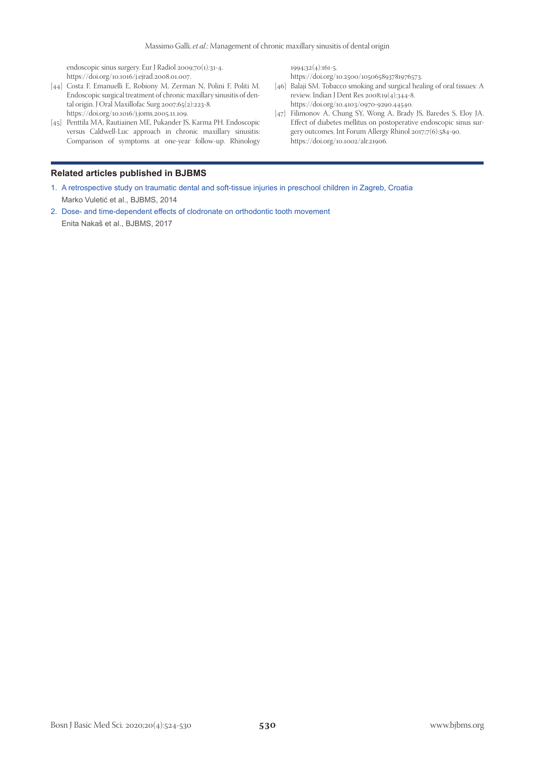endoscopic sinus surgery. Eur J Radiol 2009;70(1):31-4. https://doi.org/10.1016/j.ejrad.2008.01.007.

[44] Costa F, Emanuelli E, Robiony M, Zerman N, Polini F, Politi M. Endoscopic surgical treatment of chronic maxillary sinusitis of dental origin. J Oral Maxillofac Surg 2007;65(2):223-8. https://doi.org/10.1016/j.joms.2005.11.109.

[45] Penttila MA, Rautiainen ME, Pukander JS, Karma PH. Endoscopic versus Caldwell-Luc approach in chronic maxillary sinusitis: Comparison of symptoms at one-year follow-up. Rhinology 1994;32(4):161-5. https://doi.org/10.2500/105065893781976573.

[46] Balaji SM. Tobacco smoking and surgical healing of oral tissues: A review. Indian J Dent Res 2008;19(4):344-8. https://doi.org/10.4103/0970-9290.44540.

[47] Filimonov A, Chung SY, Wong A, Brady JS, Baredes S, Eloy JA. Effect of diabetes mellitus on postoperative endoscopic sinus surgery outcomes. Int Forum Allergy Rhinol 2017;7(6):584-90. https://doi.org/10.1002/alr.21906.

## Related articles published in BJBMS

1. A retrospective study on traumatic dental and soft-tissue injuries in preschool children in Zagreb, Croatia
   Marko Vuletić et al., BJBMS, 2014
2. Dose- and time-dependent effects of clodronate on orthodontic tooth movement
   Enita Nakaš et al., BJBMS, 2017